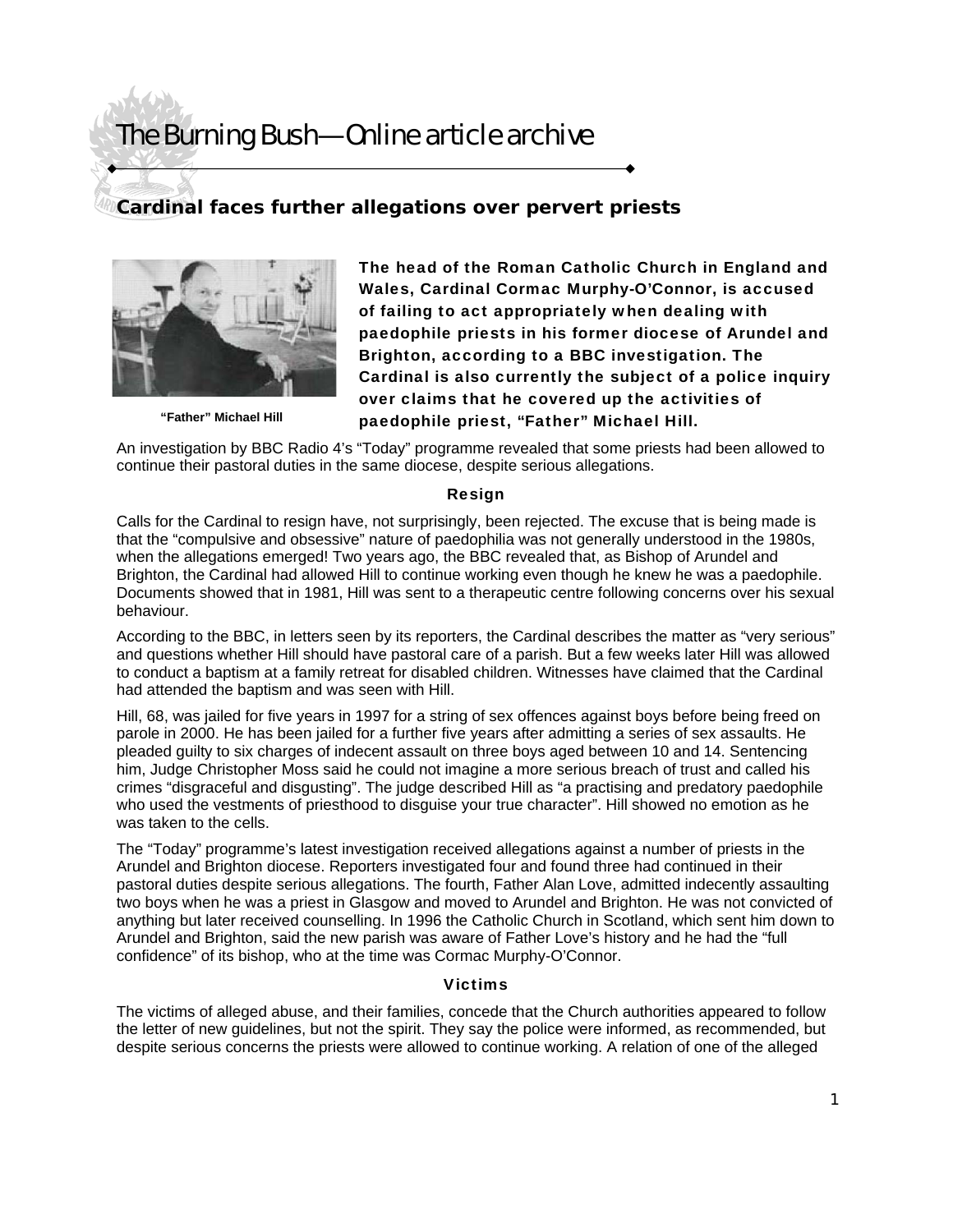# The Burning Bush—Online article archive

## Cardinal faces further allegations over pervert priests

"Father" Michael Hill

**The head of the Roman Catholic Church in England and Wales, Cardinal Cormac Murphy-O'Connor, is accused of failing to act appropriately when dealing with paedophile priests in his former diocese of Arundel and Brighton, according to a BBC investigation. The Cardinal is also currently the subject of a police inquiry over claims that he covered up the activities of paedophile priest, "Father" Michael Hill.**

An investigation by BBC Radio 4's "Today" programme revealed that some priests had been allowed to continue their pastoral duties in the same diocese, despite serious allegations.

### Resign

Calls for the Cardinal to resign have, not surprisingly, been rejected. The excuse that is being made is that the "compulsive and obsessive" nature of paedophilia was not generally understood in the 1980s, when the allegations emerged! Two years ago, the BBC revealed that, as Bishop of Arundel and Brighton, the Cardinal had allowed Hill to continue working even though he knew he was a paedophile. Documents showed that in 1981, Hill was sent to a therapeutic centre following concerns over his sexual behaviour.

According to the BBC, in letters seen by its reporters, the Cardinal describes the matter as "very serious" and questions whether Hill should have pastoral care of a parish. But a few weeks later Hill was allowed to conduct a baptism at a family retreat for disabled children. Witnesses have claimed that the Cardinal had attended the baptism and was seen with Hill.

Hill, 68, was jailed for five years in 1997 for a string of sex offences against boys before being freed on parole in 2000. He has been jailed for a further five years after admitting a series of sex assaults. He pleaded guilty to six charges of indecent assault on three boys aged between 10 and 14. Sentencing him, Judge Christopher Moss said he could not imagine a more serious breach of trust and called his crimes "disgraceful and disgusting". The judge described Hill as "a practising and predatory paedophile who used the vestments of priesthood to disguise your true character". Hill showed no emotion as he was taken to the cells.

The "Today" programme's latest investigation received allegations against a number of priests in the Arundel and Brighton diocese. Reporters investigated four and found three had continued in their pastoral duties despite serious allegations. The fourth, Father Alan Love, admitted indecently assaulting two boys when he was a priest in Glasgow and moved to Arundel and Brighton. He was not convicted of anything but later received counselling. In 1996 the Catholic Church in Scotland, which sent him down to Arundel and Brighton, said the new parish was aware of Father Love's history and he had the "full confidence" of its bishop, who at the time was Cormac Murphy-O'Connor.

### Victims

The victims of alleged abuse, and their families, concede that the Church authorities appeared to follow the letter of new guidelines, but not the spirit. They say the police were informed, as recommended, but despite serious concerns the priests were allowed to continue working. A relation of one of the alleged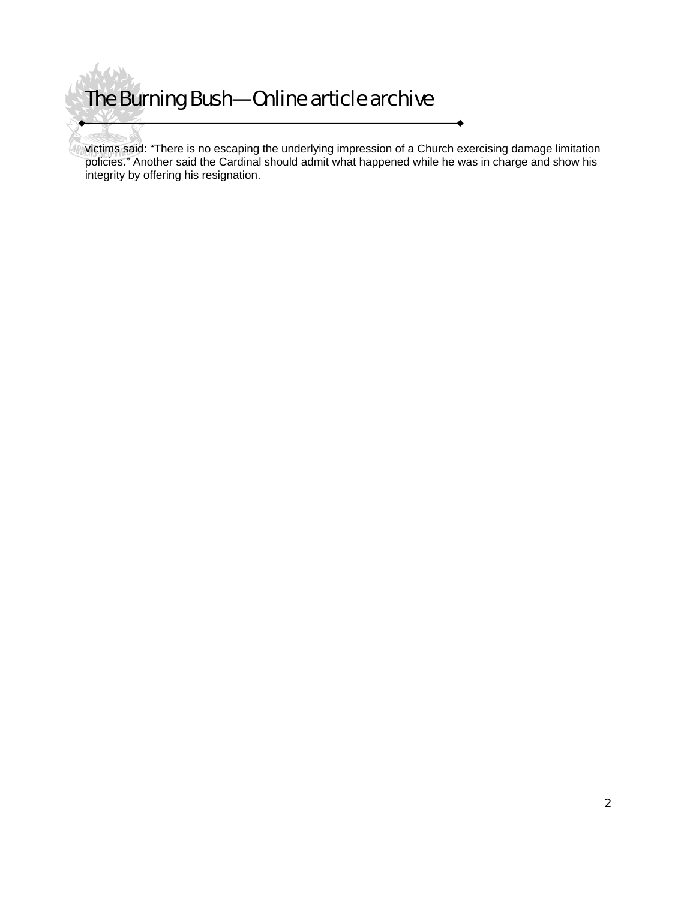victims said: “There is no escaping the underlying impression of a Church exercising damage limitation policies.” Another said the Cardinal should admit what happened while he was in charge and show his integrity by offering his resignation.